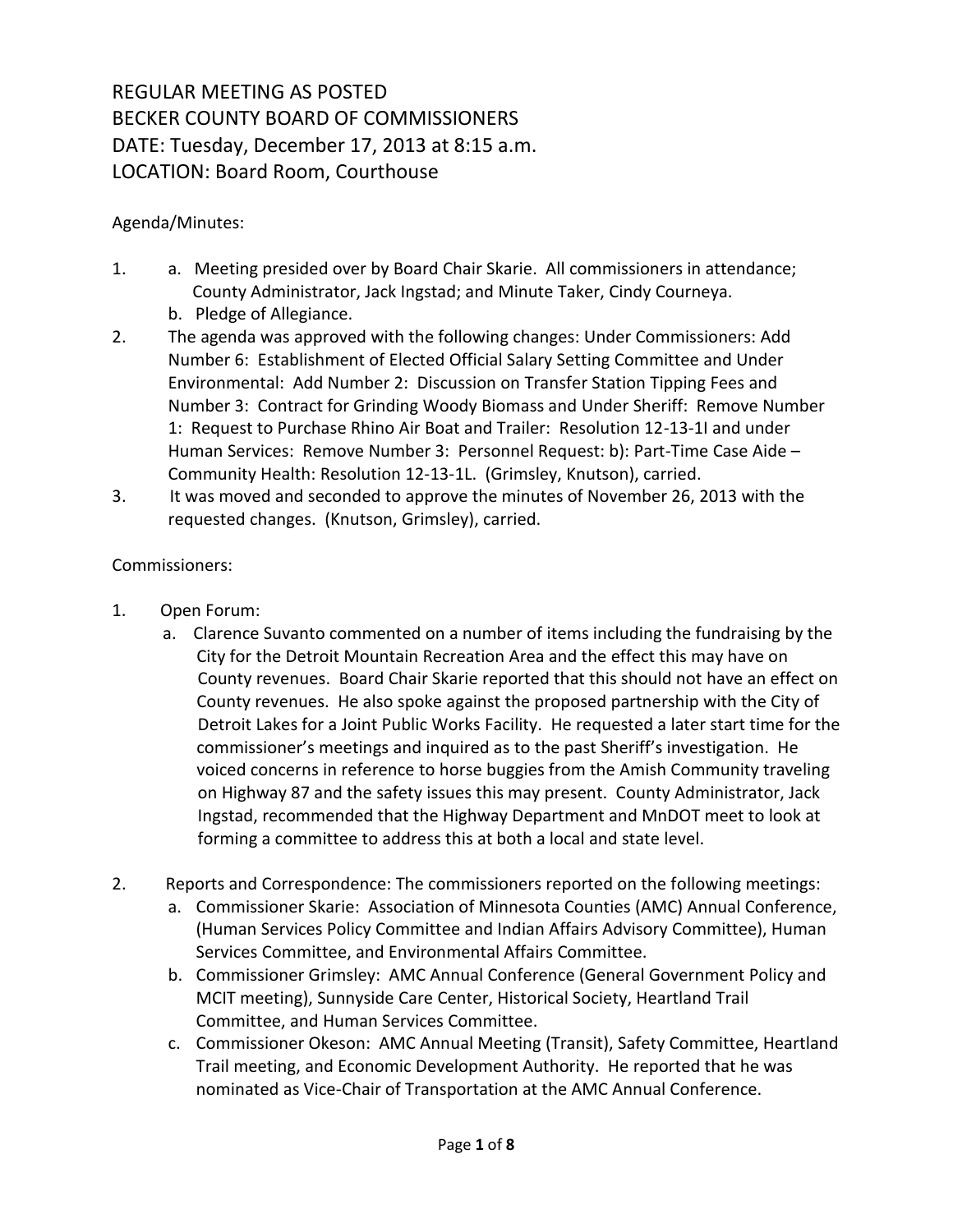REGULAR MEETING AS POSTED
BECKER COUNTY BOARD OF COMMISSIONERS
DATE: Tuesday, December 17, 2013 at 8:15 a.m.
LOCATION: Board Room, Courthouse

Agenda/Minutes:

1. a. Meeting presided over by Board Chair Skarie. All commissioners in attendance; County Administrator, Jack Ingstad; and Minute Taker, Cindy Courneya.
   b. Pledge of Allegiance.
2. The agenda was approved with the following changes: Under Commissioners: Add Number 6: Establishment of Elected Official Salary Setting Committee and Under Environmental: Add Number 2: Discussion on Transfer Station Tipping Fees and Number 3: Contract for Grinding Woody Biomass and Under Sheriff: Remove Number 1: Request to Purchase Rhino Air Boat and Trailer: Resolution 12-13-1I and under Human Services: Remove Number 3: Personnel Request: b): Part-Time Case Aide – Community Health: Resolution 12-13-1L. (Grimsley, Knutson), carried.
3. It was moved and seconded to approve the minutes of November 26, 2013 with the requested changes. (Knutson, Grimsley), carried.

Commissioners:

1. Open Forum:
   a. Clarence Suvanto commented on a number of items including the fundraising by the City for the Detroit Mountain Recreation Area and the effect this may have on County revenues. Board Chair Skarie reported that this should not have an effect on County revenues. He also spoke against the proposed partnership with the City of Detroit Lakes for a Joint Public Works Facility. He requested a later start time for the commissioner's meetings and inquired as to the past Sheriff's investigation. He voiced concerns in reference to horse buggies from the Amish Community traveling on Highway 87 and the safety issues this may present. County Administrator, Jack Ingstad, recommended that the Highway Department and MnDOT meet to look at forming a committee to address this at both a local and state level.

2. Reports and Correspondence: The commissioners reported on the following meetings:
   a. Commissioner Skarie: Association of Minnesota Counties (AMC) Annual Conference, (Human Services Policy Committee and Indian Affairs Advisory Committee), Human Services Committee, and Environmental Affairs Committee.
   b. Commissioner Grimsley: AMC Annual Conference (General Government Policy and MCIT meeting), Sunnyside Care Center, Historical Society, Heartland Trail Committee, and Human Services Committee.
   c. Commissioner Okeson: AMC Annual Meeting (Transit), Safety Committee, Heartland Trail meeting, and Economic Development Authority. He reported that he was nominated as Vice-Chair of Transportation at the AMC Annual Conference.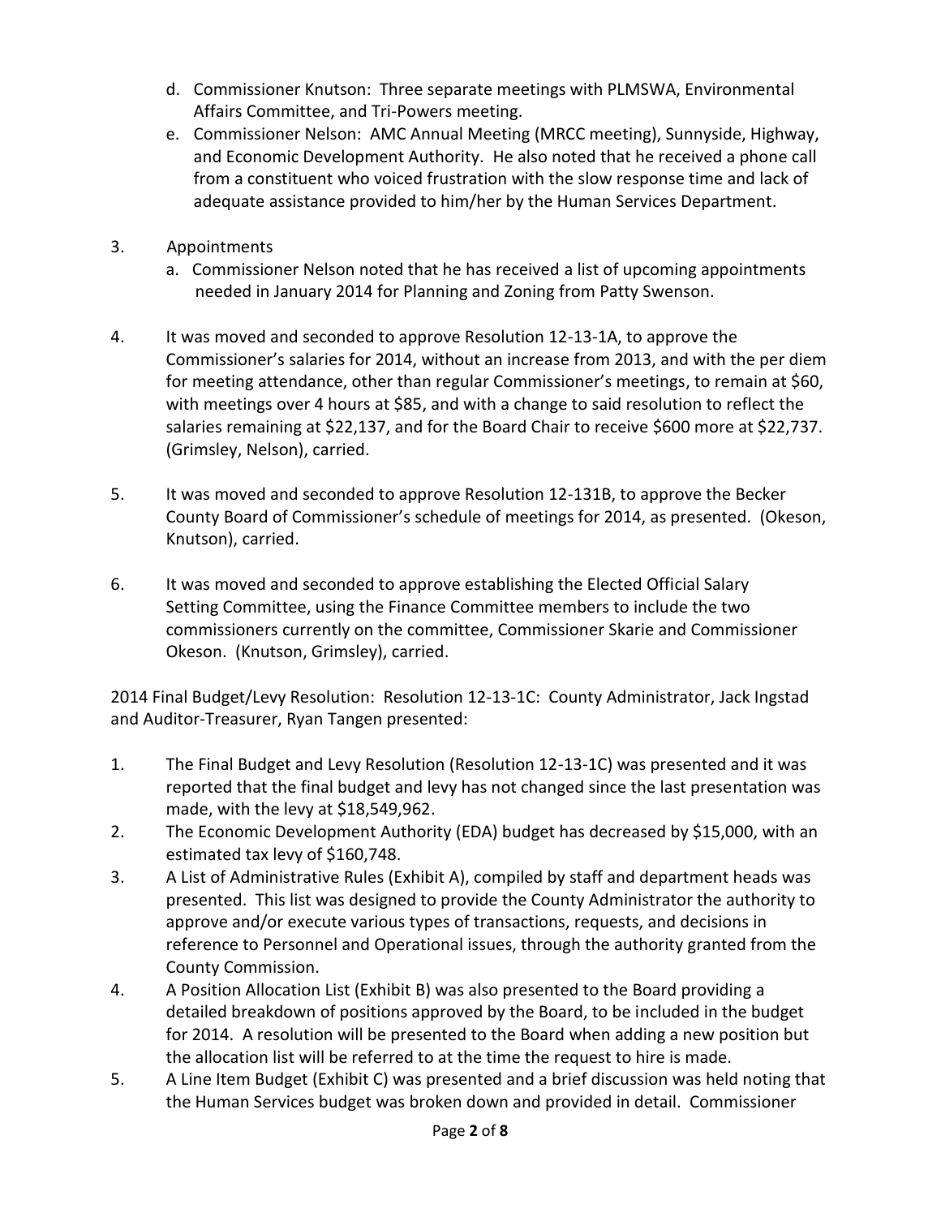d. Commissioner Knutson: Three separate meetings with PLMSWA, Environmental Affairs Committee, and Tri-Powers meeting.
e. Commissioner Nelson: AMC Annual Meeting (MRCC meeting), Sunnyside, Highway, and Economic Development Authority. He also noted that he received a phone call from a constituent who voiced frustration with the slow response time and lack of adequate assistance provided to him/her by the Human Services Department.

3. Appointments
   a. Commissioner Nelson noted that he has received a list of upcoming appointments needed in January 2014 for Planning and Zoning from Patty Swenson.

4. It was moved and seconded to approve Resolution 12-13-1A, to approve the Commissioner's salaries for 2014, without an increase from 2013, and with the per diem for meeting attendance, other than regular Commissioner's meetings, to remain at $60, with meetings over 4 hours at $85, and with a change to said resolution to reflect the salaries remaining at $22,137, and for the Board Chair to receive $600 more at $22,737. (Grimsley, Nelson), carried.

5. It was moved and seconded to approve Resolution 12-131B, to approve the Becker County Board of Commissioner's schedule of meetings for 2014, as presented. (Okeson, Knutson), carried.

6. It was moved and seconded to approve establishing the Elected Official Salary Setting Committee, using the Finance Committee members to include the two commissioners currently on the committee, Commissioner Skarie and Commissioner Okeson. (Knutson, Grimsley), carried.

2014 Final Budget/Levy Resolution: Resolution 12-13-1C: County Administrator, Jack Ingstad and Auditor-Treasurer, Ryan Tangen presented:

1. The Final Budget and Levy Resolution (Resolution 12-13-1C) was presented and it was reported that the final budget and levy has not changed since the last presentation was made, with the levy at $18,549,962.
2. The Economic Development Authority (EDA) budget has decreased by $15,000, with an estimated tax levy of $160,748.
3. A List of Administrative Rules (Exhibit A), compiled by staff and department heads was presented. This list was designed to provide the County Administrator the authority to approve and/or execute various types of transactions, requests, and decisions in reference to Personnel and Operational issues, through the authority granted from the County Commission.
4. A Position Allocation List (Exhibit B) was also presented to the Board providing a detailed breakdown of positions approved by the Board, to be included in the budget for 2014. A resolution will be presented to the Board when adding a new position but the allocation list will be referred to at the time the request to hire is made.
5. A Line Item Budget (Exhibit C) was presented and a brief discussion was held noting that the Human Services budget was broken down and provided in detail. Commissioner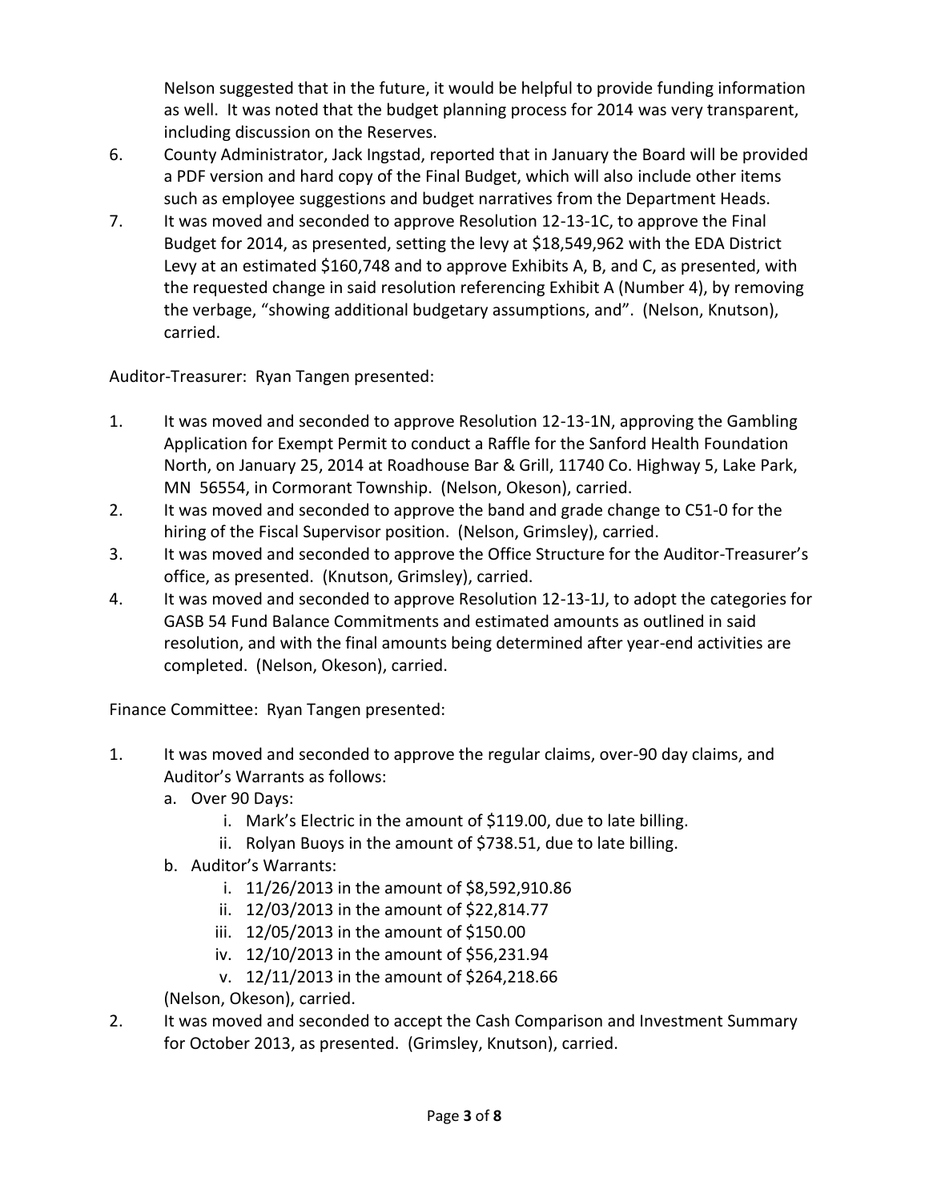Nelson suggested that in the future, it would be helpful to provide funding information as well. It was noted that the budget planning process for 2014 was very transparent, including discussion on the Reserves.

6. County Administrator, Jack Ingstad, reported that in January the Board will be provided a PDF version and hard copy of the Final Budget, which will also include other items such as employee suggestions and budget narratives from the Department Heads.
7. It was moved and seconded to approve Resolution 12-13-1C, to approve the Final Budget for 2014, as presented, setting the levy at $18,549,962 with the EDA District Levy at an estimated $160,748 and to approve Exhibits A, B, and C, as presented, with the requested change in said resolution referencing Exhibit A (Number 4), by removing the verbage, "showing additional budgetary assumptions, and". (Nelson, Knutson), carried.

Auditor-Treasurer: Ryan Tangen presented:

1. It was moved and seconded to approve Resolution 12-13-1N, approving the Gambling Application for Exempt Permit to conduct a Raffle for the Sanford Health Foundation North, on January 25, 2014 at Roadhouse Bar & Grill, 11740 Co. Highway 5, Lake Park, MN 56554, in Cormorant Township. (Nelson, Okeson), carried.
2. It was moved and seconded to approve the band and grade change to C51-0 for the hiring of the Fiscal Supervisor position. (Nelson, Grimsley), carried.
3. It was moved and seconded to approve the Office Structure for the Auditor-Treasurer's office, as presented. (Knutson, Grimsley), carried.
4. It was moved and seconded to approve Resolution 12-13-1J, to adopt the categories for GASB 54 Fund Balance Commitments and estimated amounts as outlined in said resolution, and with the final amounts being determined after year-end activities are completed. (Nelson, Okeson), carried.

Finance Committee: Ryan Tangen presented:

1. It was moved and seconded to approve the regular claims, over-90 day claims, and Auditor's Warrants as follows:
   a. Over 90 Days:
      i. Mark's Electric in the amount of $119.00, due to late billing.
      ii. Rolyan Buoys in the amount of $738.51, due to late billing.
   b. Auditor's Warrants:
      i. 11/26/2013 in the amount of $8,592,910.86
      ii. 12/03/2013 in the amount of $22,814.77
      iii. 12/05/2013 in the amount of $150.00
      iv. 12/10/2013 in the amount of $56,231.94
      v. 12/11/2013 in the amount of $264,218.66

   (Nelson, Okeson), carried.
2. It was moved and seconded to accept the Cash Comparison and Investment Summary for October 2013, as presented. (Grimsley, Knutson), carried.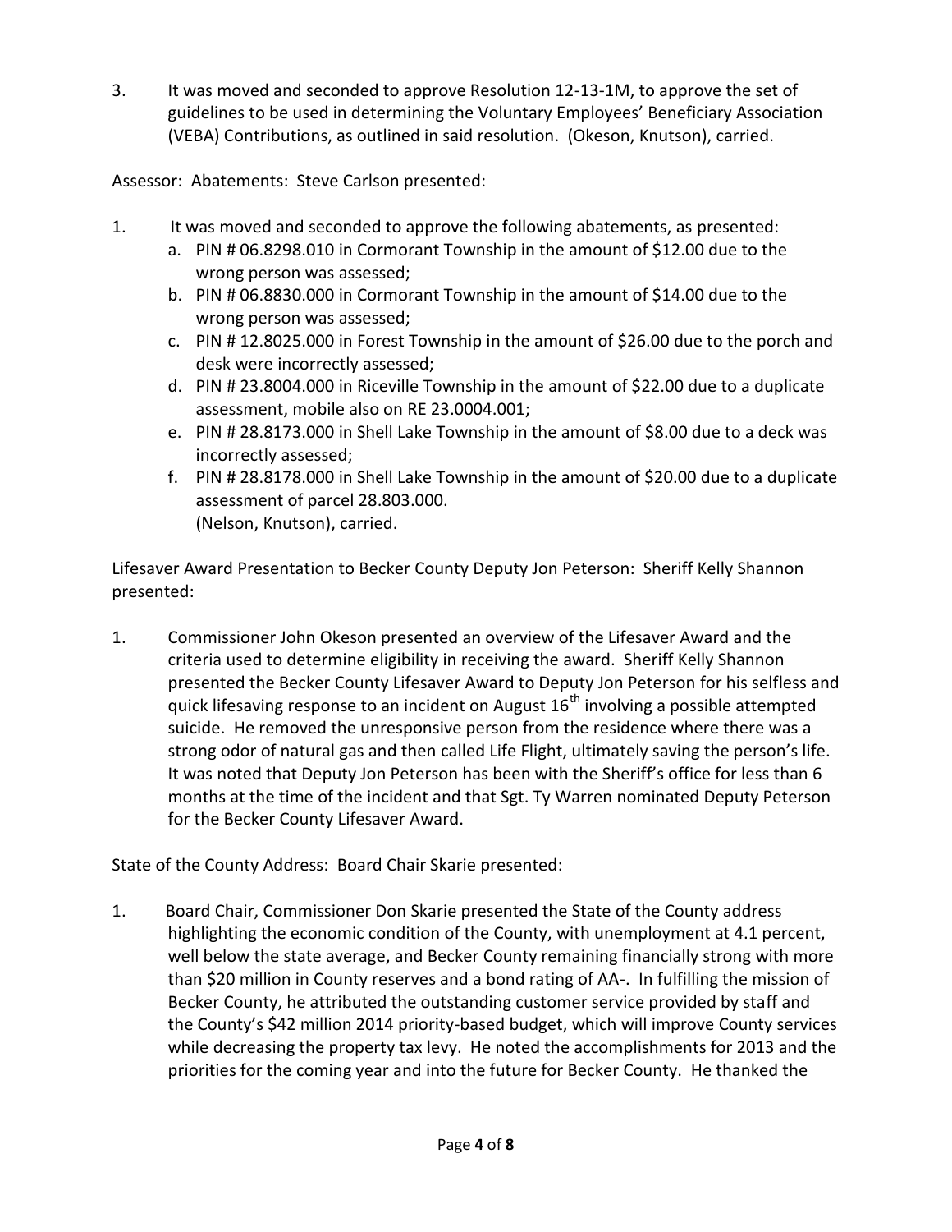3. It was moved and seconded to approve Resolution 12-13-1M, to approve the set of guidelines to be used in determining the Voluntary Employees' Beneficiary Association (VEBA) Contributions, as outlined in said resolution. (Okeson, Knutson), carried.

Assessor: Abatements: Steve Carlson presented:

1. It was moved and seconded to approve the following abatements, as presented:
   a. PIN # 06.8298.010 in Cormorant Township in the amount of $12.00 due to the wrong person was assessed;
   b. PIN # 06.8830.000 in Cormorant Township in the amount of $14.00 due to the wrong person was assessed;
   c. PIN # 12.8025.000 in Forest Township in the amount of $26.00 due to the porch and desk were incorrectly assessed;
   d. PIN # 23.8004.000 in Riceville Township in the amount of $22.00 due to a duplicate assessment, mobile also on RE 23.0004.001;
   e. PIN # 28.8173.000 in Shell Lake Township in the amount of $8.00 due to a deck was incorrectly assessed;
   f. PIN # 28.8178.000 in Shell Lake Township in the amount of $20.00 due to a duplicate assessment of parcel 28.803.000.
   (Nelson, Knutson), carried.

Lifesaver Award Presentation to Becker County Deputy Jon Peterson: Sheriff Kelly Shannon presented:

1. Commissioner John Okeson presented an overview of the Lifesaver Award and the criteria used to determine eligibility in receiving the award. Sheriff Kelly Shannon presented the Becker County Lifesaver Award to Deputy Jon Peterson for his selfless and quick lifesaving response to an incident on August 16th involving a possible attempted suicide. He removed the unresponsive person from the residence where there was a strong odor of natural gas and then called Life Flight, ultimately saving the person's life. It was noted that Deputy Jon Peterson has been with the Sheriff's office for less than 6 months at the time of the incident and that Sgt. Ty Warren nominated Deputy Peterson for the Becker County Lifesaver Award.

State of the County Address: Board Chair Skarie presented:

1. Board Chair, Commissioner Don Skarie presented the State of the County address highlighting the economic condition of the County, with unemployment at 4.1 percent, well below the state average, and Becker County remaining financially strong with more than $20 million in County reserves and a bond rating of AA-. In fulfilling the mission of Becker County, he attributed the outstanding customer service provided by staff and the County's $42 million 2014 priority-based budget, which will improve County services while decreasing the property tax levy. He noted the accomplishments for 2013 and the priorities for the coming year and into the future for Becker County. He thanked the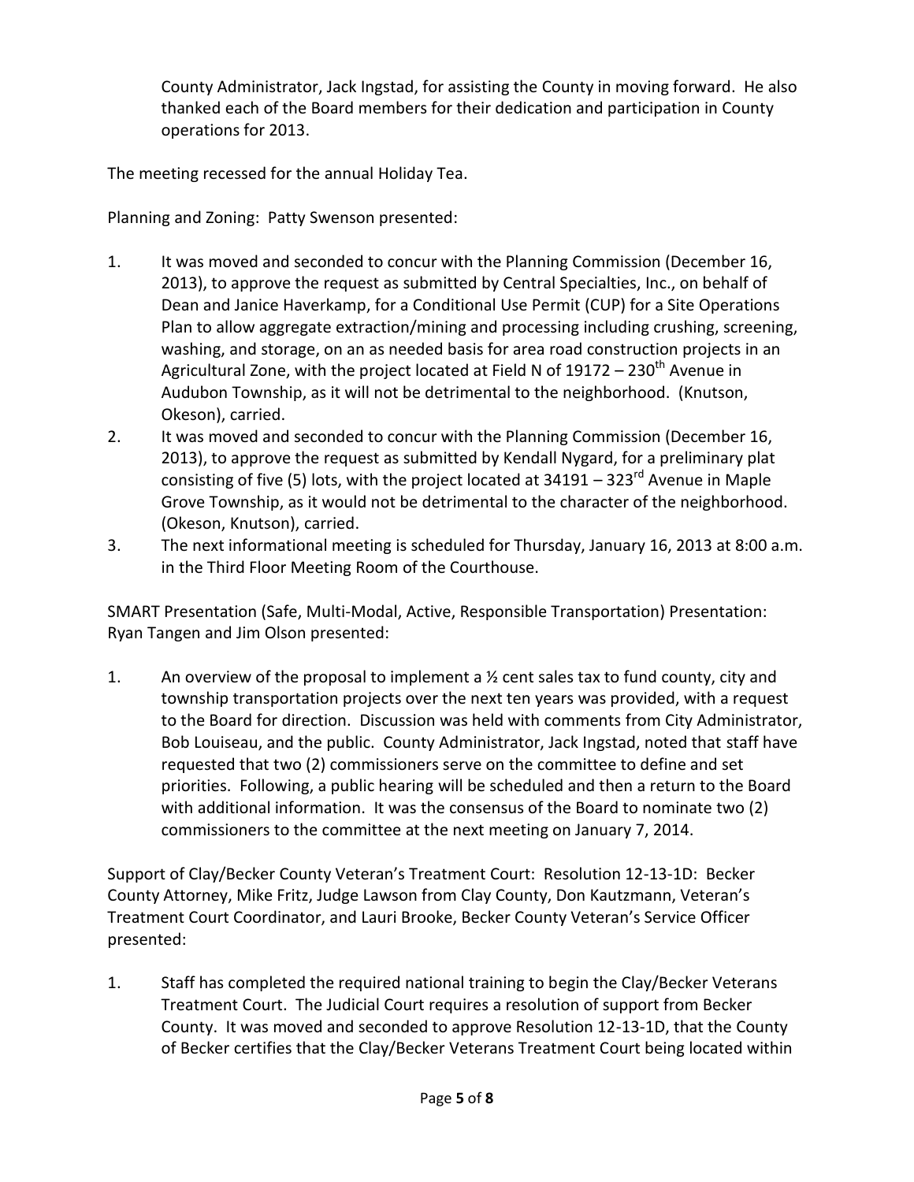County Administrator, Jack Ingstad, for assisting the County in moving forward. He also thanked each of the Board members for their dedication and participation in County operations for 2013.

The meeting recessed for the annual Holiday Tea.

Planning and Zoning: Patty Swenson presented:

1. It was moved and seconded to concur with the Planning Commission (December 16, 2013), to approve the request as submitted by Central Specialties, Inc., on behalf of Dean and Janice Haverkamp, for a Conditional Use Permit (CUP) for a Site Operations Plan to allow aggregate extraction/mining and processing including crushing, screening, washing, and storage, on an as needed basis for area road construction projects in an Agricultural Zone, with the project located at Field N of 19172 – 230th Avenue in Audubon Township, as it will not be detrimental to the neighborhood. (Knutson, Okeson), carried.
2. It was moved and seconded to concur with the Planning Commission (December 16, 2013), to approve the request as submitted by Kendall Nygard, for a preliminary plat consisting of five (5) lots, with the project located at 34191 – 323rd Avenue in Maple Grove Township, as it would not be detrimental to the character of the neighborhood. (Okeson, Knutson), carried.
3. The next informational meeting is scheduled for Thursday, January 16, 2013 at 8:00 a.m. in the Third Floor Meeting Room of the Courthouse.

SMART Presentation (Safe, Multi-Modal, Active, Responsible Transportation) Presentation: Ryan Tangen and Jim Olson presented:

1. An overview of the proposal to implement a ½ cent sales tax to fund county, city and township transportation projects over the next ten years was provided, with a request to the Board for direction. Discussion was held with comments from City Administrator, Bob Louiseau, and the public. County Administrator, Jack Ingstad, noted that staff have requested that two (2) commissioners serve on the committee to define and set priorities. Following, a public hearing will be scheduled and then a return to the Board with additional information. It was the consensus of the Board to nominate two (2) commissioners to the committee at the next meeting on January 7, 2014.

Support of Clay/Becker County Veteran's Treatment Court: Resolution 12-13-1D: Becker County Attorney, Mike Fritz, Judge Lawson from Clay County, Don Kautzmann, Veteran's Treatment Court Coordinator, and Lauri Brooke, Becker County Veteran's Service Officer presented:

1. Staff has completed the required national training to begin the Clay/Becker Veterans Treatment Court. The Judicial Court requires a resolution of support from Becker County. It was moved and seconded to approve Resolution 12-13-1D, that the County of Becker certifies that the Clay/Becker Veterans Treatment Court being located within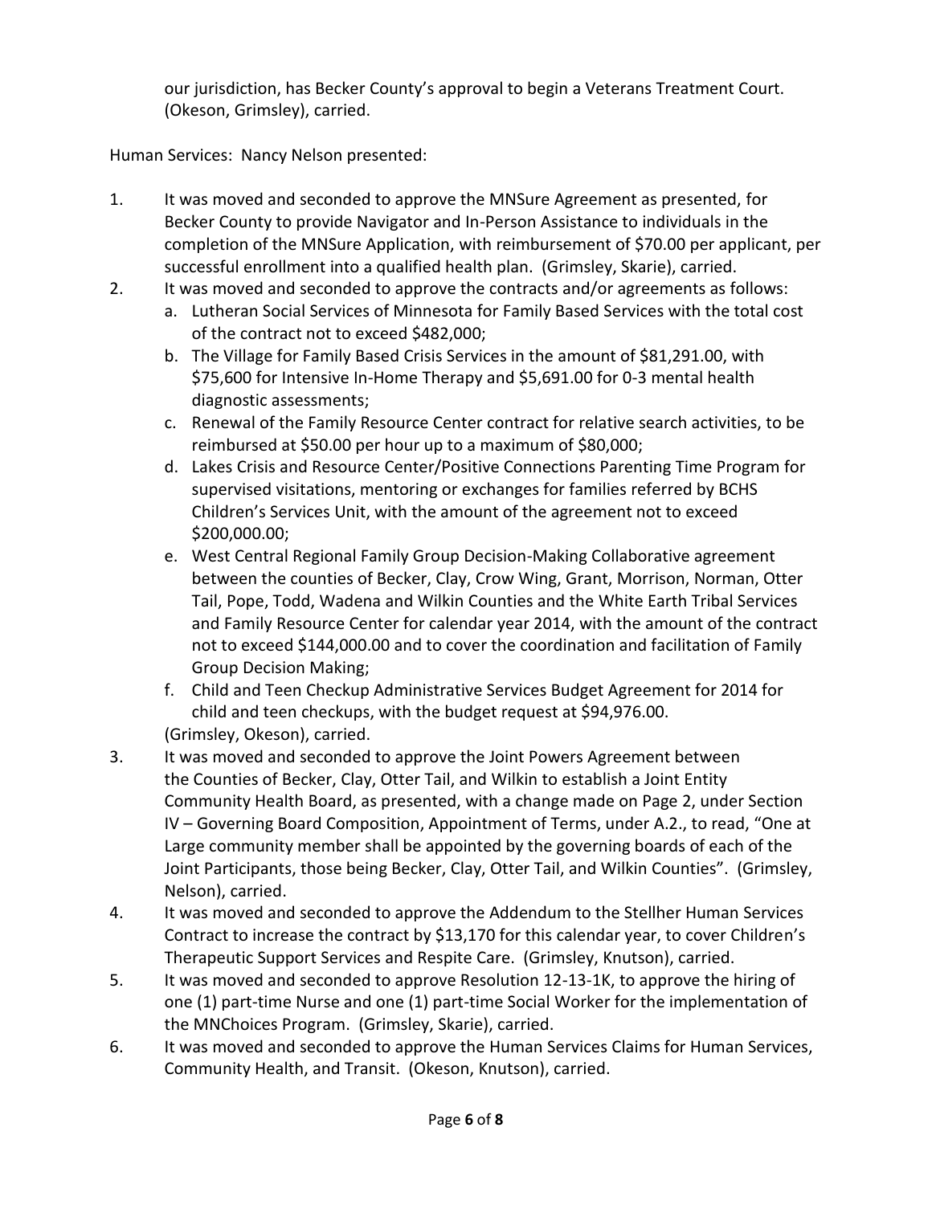our jurisdiction, has Becker County's approval to begin a Veterans Treatment Court. (Okeson, Grimsley), carried.

Human Services: Nancy Nelson presented:

1. It was moved and seconded to approve the MNSure Agreement as presented, for Becker County to provide Navigator and In-Person Assistance to individuals in the completion of the MNSure Application, with reimbursement of $70.00 per applicant, per successful enrollment into a qualified health plan. (Grimsley, Skarie), carried.
2. It was moved and seconded to approve the contracts and/or agreements as follows:
   a. Lutheran Social Services of Minnesota for Family Based Services with the total cost of the contract not to exceed $482,000;
   b. The Village for Family Based Crisis Services in the amount of $81,291.00, with $75,600 for Intensive In-Home Therapy and $5,691.00 for 0-3 mental health diagnostic assessments;
   c. Renewal of the Family Resource Center contract for relative search activities, to be reimbursed at $50.00 per hour up to a maximum of $80,000;
   d. Lakes Crisis and Resource Center/Positive Connections Parenting Time Program for supervised visitations, mentoring or exchanges for families referred by BCHS Children's Services Unit, with the amount of the agreement not to exceed $200,000.00;
   e. West Central Regional Family Group Decision-Making Collaborative agreement between the counties of Becker, Clay, Crow Wing, Grant, Morrison, Norman, Otter Tail, Pope, Todd, Wadena and Wilkin Counties and the White Earth Tribal Services and Family Resource Center for calendar year 2014, with the amount of the contract not to exceed $144,000.00 and to cover the coordination and facilitation of Family Group Decision Making;
   f. Child and Teen Checkup Administrative Services Budget Agreement for 2014 for child and teen checkups, with the budget request at $94,976.00.

   (Grimsley, Okeson), carried.
3. It was moved and seconded to approve the Joint Powers Agreement between the Counties of Becker, Clay, Otter Tail, and Wilkin to establish a Joint Entity Community Health Board, as presented, with a change made on Page 2, under Section IV – Governing Board Composition, Appointment of Terms, under A.2., to read, "One at Large community member shall be appointed by the governing boards of each of the Joint Participants, those being Becker, Clay, Otter Tail, and Wilkin Counties". (Grimsley, Nelson), carried.
4. It was moved and seconded to approve the Addendum to the Stellher Human Services Contract to increase the contract by $13,170 for this calendar year, to cover Children's Therapeutic Support Services and Respite Care. (Grimsley, Knutson), carried.
5. It was moved and seconded to approve Resolution 12-13-1K, to approve the hiring of one (1) part-time Nurse and one (1) part-time Social Worker for the implementation of the MNChoices Program. (Grimsley, Skarie), carried.
6. It was moved and seconded to approve the Human Services Claims for Human Services, Community Health, and Transit. (Okeson, Knutson), carried.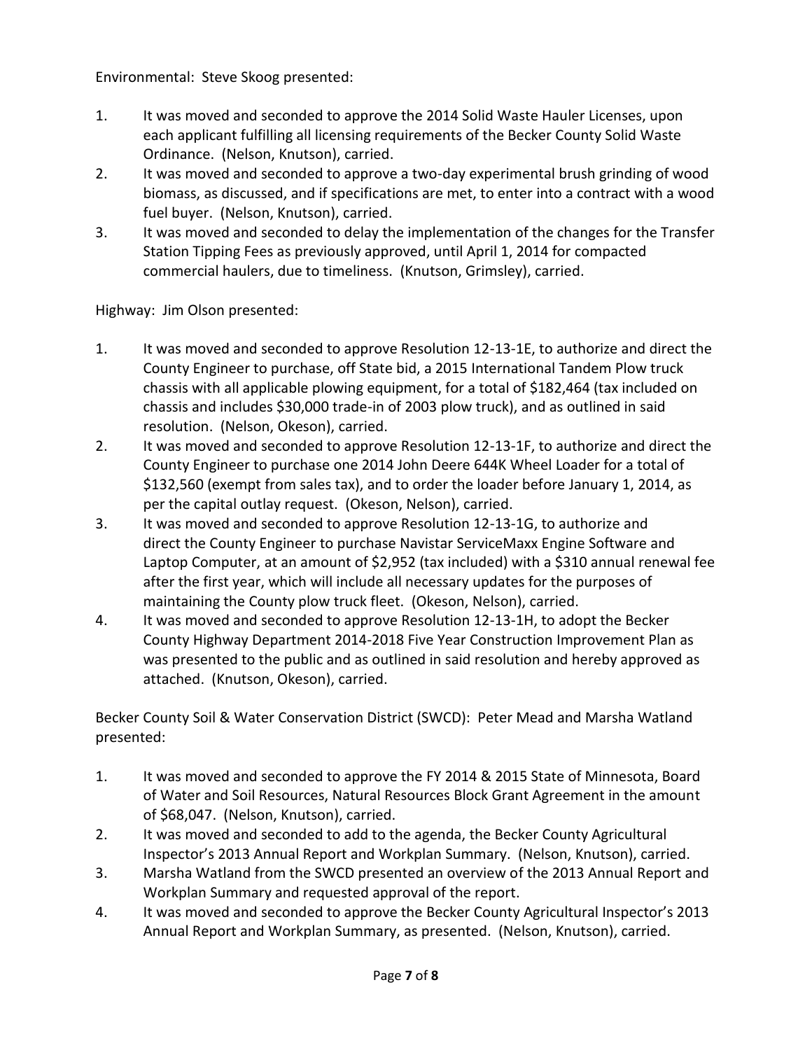Environmental: Steve Skoog presented:

1. It was moved and seconded to approve the 2014 Solid Waste Hauler Licenses, upon each applicant fulfilling all licensing requirements of the Becker County Solid Waste Ordinance. (Nelson, Knutson), carried.
2. It was moved and seconded to approve a two-day experimental brush grinding of wood biomass, as discussed, and if specifications are met, to enter into a contract with a wood fuel buyer. (Nelson, Knutson), carried.
3. It was moved and seconded to delay the implementation of the changes for the Transfer Station Tipping Fees as previously approved, until April 1, 2014 for compacted commercial haulers, due to timeliness. (Knutson, Grimsley), carried.

Highway: Jim Olson presented:

1. It was moved and seconded to approve Resolution 12-13-1E, to authorize and direct the County Engineer to purchase, off State bid, a 2015 International Tandem Plow truck chassis with all applicable plowing equipment, for a total of $182,464 (tax included on chassis and includes $30,000 trade-in of 2003 plow truck), and as outlined in said resolution. (Nelson, Okeson), carried.
2. It was moved and seconded to approve Resolution 12-13-1F, to authorize and direct the County Engineer to purchase one 2014 John Deere 644K Wheel Loader for a total of $132,560 (exempt from sales tax), and to order the loader before January 1, 2014, as per the capital outlay request. (Okeson, Nelson), carried.
3. It was moved and seconded to approve Resolution 12-13-1G, to authorize and direct the County Engineer to purchase Navistar ServiceMaxx Engine Software and Laptop Computer, at an amount of $2,952 (tax included) with a $310 annual renewal fee after the first year, which will include all necessary updates for the purposes of maintaining the County plow truck fleet. (Okeson, Nelson), carried.
4. It was moved and seconded to approve Resolution 12-13-1H, to adopt the Becker County Highway Department 2014-2018 Five Year Construction Improvement Plan as was presented to the public and as outlined in said resolution and hereby approved as attached. (Knutson, Okeson), carried.

Becker County Soil & Water Conservation District (SWCD): Peter Mead and Marsha Watland presented:

1. It was moved and seconded to approve the FY 2014 & 2015 State of Minnesota, Board of Water and Soil Resources, Natural Resources Block Grant Agreement in the amount of $68,047. (Nelson, Knutson), carried.
2. It was moved and seconded to add to the agenda, the Becker County Agricultural Inspector's 2013 Annual Report and Workplan Summary. (Nelson, Knutson), carried.
3. Marsha Watland from the SWCD presented an overview of the 2013 Annual Report and Workplan Summary and requested approval of the report.
4. It was moved and seconded to approve the Becker County Agricultural Inspector's 2013 Annual Report and Workplan Summary, as presented. (Nelson, Knutson), carried.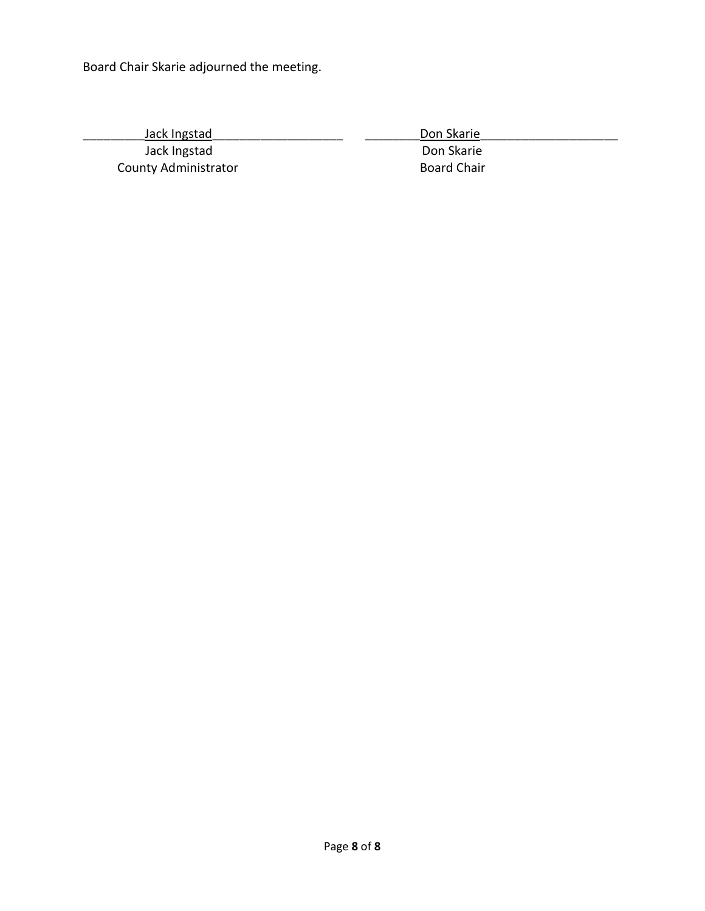Board Chair Skarie adjourned the meeting.

\_\_\_\_\_\_\_\_\_Jack Ingstad\_\_\_\_\_\_\_\_\_\_\_\_\_\_\_\_\_\_\_
Jack Ingstad
County Administrator

\_\_\_\_\_\_\_\_Don Skarie\_\_\_\_\_\_\_\_\_\_\_\_\_\_\_\_\_\_\_\_
Don Skarie
Board Chair